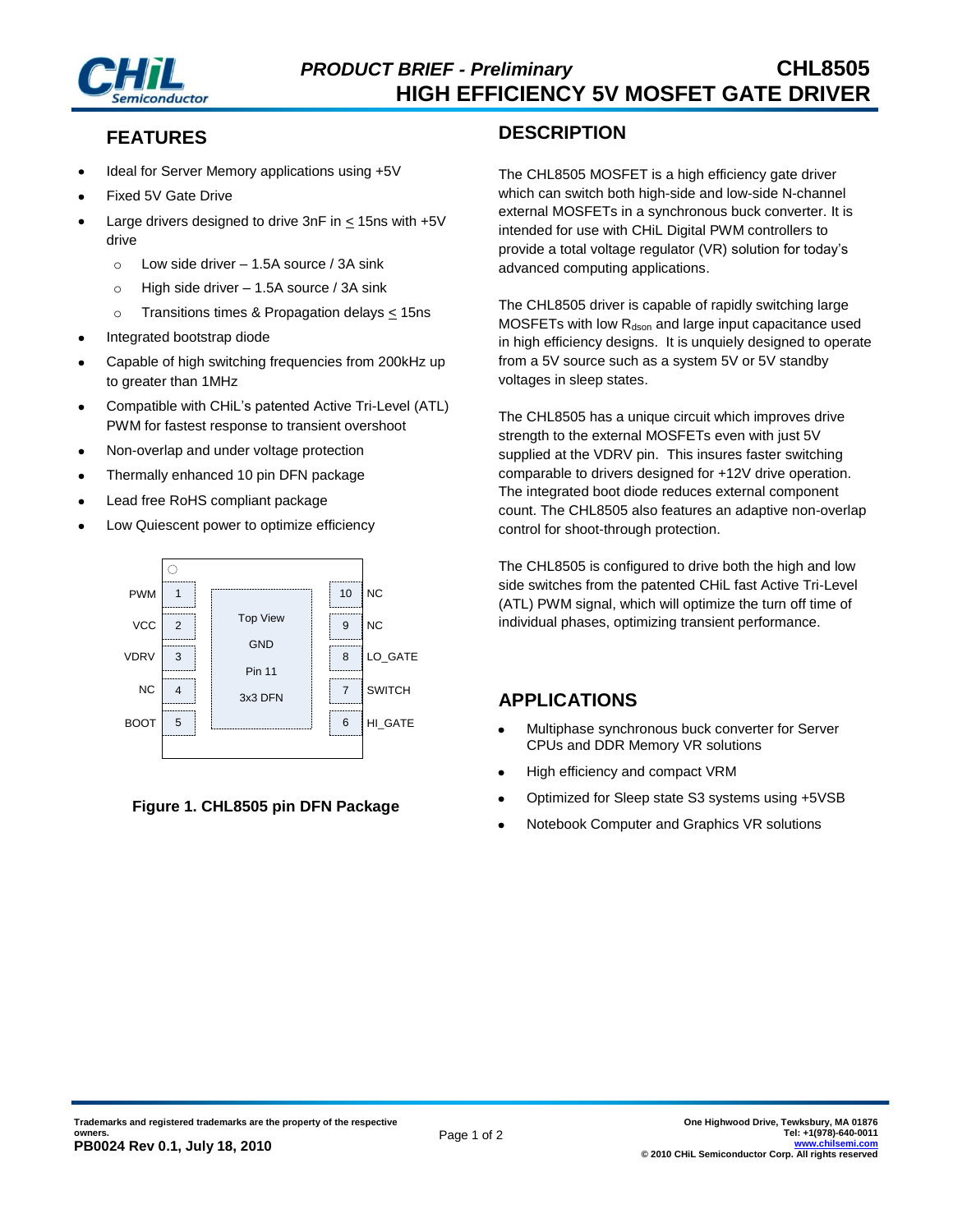# PRODUCT BRIEF - Preliminary

# CHL8505 HIGH EFFICIENCY 5V MOSFET GATE DRIVER

## FEATURES

- Ideal for Server Memory applications using +5V
- Fixed 5V Gate Drive
- Large drivers designed to drive 3nF in ≤ 15ns with +5V drive
  - Low side driver – 1.5A source / 3A sink
  - High side driver – 1.5A source / 3A sink
  - Transitions times & Propagation delays ≤ 15ns
- Integrated bootstrap diode
- Capable of high switching frequencies from 200kHz up to greater than 1MHz
- Compatible with CHiL's patented Active Tri-Level (ATL) PWM for fastest response to transient overshoot
- Non-overlap and under voltage protection
- Thermally enhanced 10 pin DFN package
- Lead free RoHS compliant package
- Low Quiescent power to optimize efficiency

| Pin | Name | | Pin | Name |
|---|---|---|---|---|
| 1 | PWM | | 10 | NC |
| 2 | VCC | | 9 | NC |
| 3 | VDRV | | 8 | LO_GATE |
| 4 | NC | | 7 | SWITCH |
| 5 | BOOT | | 6 | HI_GATE |

Top View, GND Pin 11, 3x3 DFN

**Figure 1. CHL8505 pin DFN Package**

## DESCRIPTION

The CHL8505 MOSFET is a high efficiency gate driver which can switch both high-side and low-side N-channel external MOSFETs in a synchronous buck converter. It is intended for use with CHiL Digital PWM controllers to provide a total voltage regulator (VR) solution for today's advanced computing applications.

The CHL8505 driver is capable of rapidly switching large MOSFETs with low $R_{dson}$ and large input capacitance used in high efficiency designs. It is unquiely designed to operate from a 5V source such as a system 5V or 5V standby voltages in sleep states.

The CHL8505 has a unique circuit which improves drive strength to the external MOSFETs even with just 5V supplied at the VDRV pin. This insures faster switching comparable to drivers designed for +12V drive operation. The integrated boot diode reduces external component count. The CHL8505 also features an adaptive non-overlap control for shoot-through protection.

The CHL8505 is configured to drive both the high and low side switches from the patented CHiL fast Active Tri-Level (ATL) PWM signal, which will optimize the turn off time of individual phases, optimizing transient performance.

## APPLICATIONS

- Multiphase synchronous buck converter for Server CPUs and DDR Memory VR solutions
- High efficiency and compact VRM
- Optimized for Sleep state S3 systems using +5VSB
- Notebook Computer and Graphics VR solutions

Trademarks and registered trademarks are the property of the respective owners.
**PB0024 Rev 0.1, July 18, 2010**

**One Highwood Drive, Tewksbury, MA 01876**
**Tel: +1(978)-640-0011**
**www.chilsemi.com**
**© 2010 CHiL Semiconductor Corp. All rights reserved**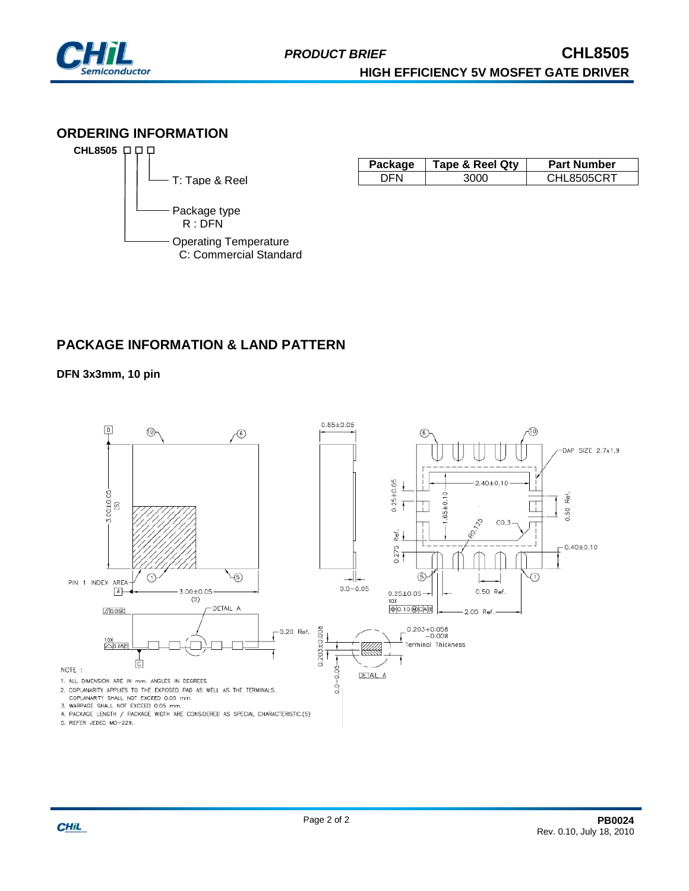## ORDERING INFORMATION

CHL8505 □ □ □

- T: Tape & Reel
- Package type
  R : DFN
- Operating Temperature
  C: Commercial Standard

| Package | Tape & Reel Qty | Part Number |
|---|---|---|
| DFN | 3000 | CHL8505CRT |

## PACKAGE INFORMATION & LAND PATTERN

**DFN 3x3mm, 10 pin**

B
10
6
3.00±0.05
(S)
PIN 1 INDEX AREA
1
5
A
3.00±0.05
(S)
0.85±0.05
0.0−0.05
DETAIL A
// 0.05 C
10X
⌒ 0.05 C
C
0.20 Ref.
0.203±0.008
0.0−0.05
6
10
DAP SIZE 2.7x1.9
2.40±0.10
0.25±0.05
1.65±0.10
R0.125
C0.3
0.50 Ref.
0.275 Ref.
0.40±0.10
5
1
0.50 Ref.
0.25±0.05
10X
⊕ 0.10 Ⓜ C A B
2.00 Ref.
0.203+0.058 −0.008
Terminal Thickness
DETAIL A

NOTE :

1. ALL DIMENSION ARE IN mm. ANGLES IN DEGREES.
2. COPLANARITY APPLIES TO THE EXPOSED PAD AS WELL AS THE TERMINALS.
   COPLANARITY SHALL NOT EXCEED 0.05 mm.
3. WARPAGE SHALL NOT EXCEED 0.05 mm.
4. PACKAGE LENGTH / PACKAGE WIDTH ARE CONSIDERED AS SPECIAL CHARACTERISTIC.(S)
5. REFER JEDEC MO-229.